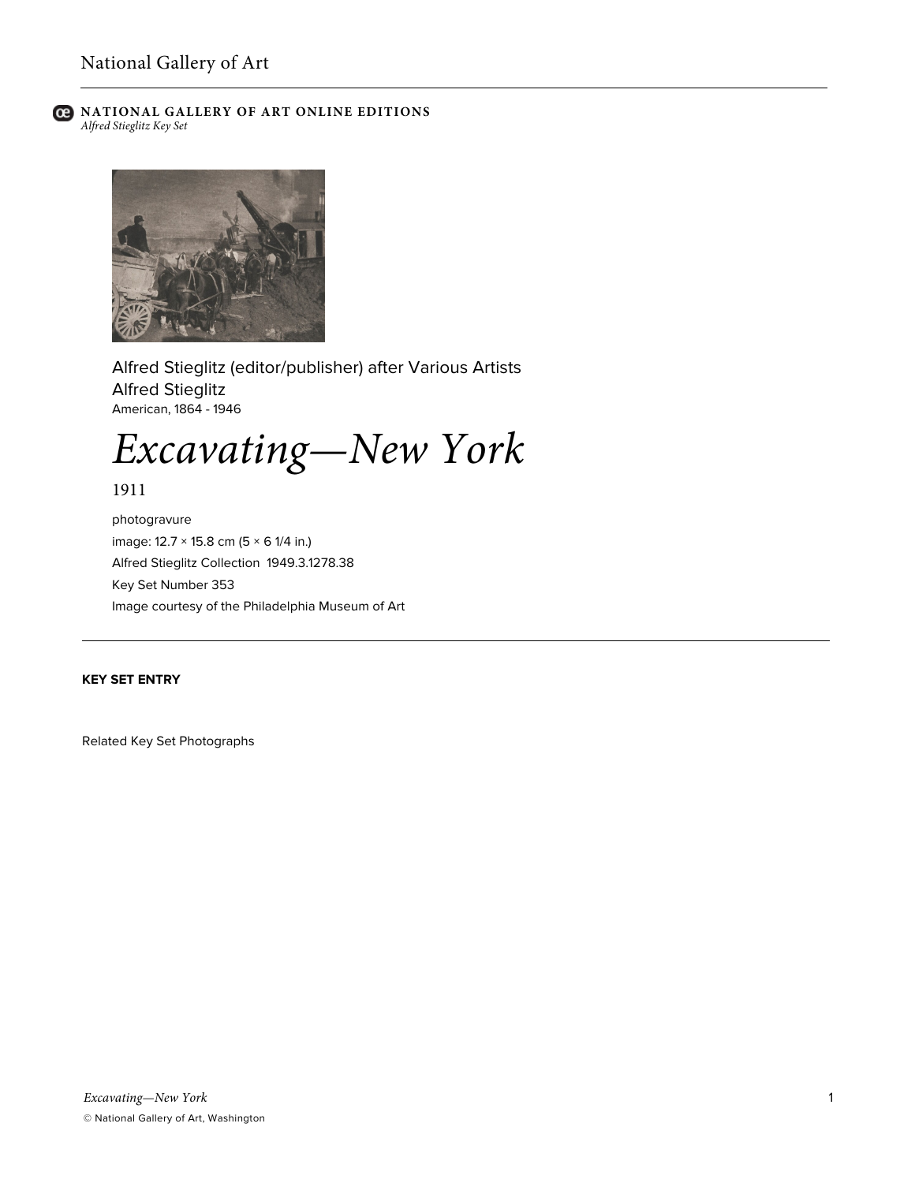**NATIONAL GALLERY OF ART ONLINE EDITIONS**
*Alfred Stieglitz Key Set*

Alfred Stieglitz (editor/publisher) after Various Artists
Alfred Stieglitz
American, 1864 - 1946

# *Excavating—New York*

1911

photogravure
image: 12.7 × 15.8 cm (5 × 6 1/4 in.)
Alfred Stieglitz Collection 1949.3.1278.38
Key Set Number 353
Image courtesy of the Philadelphia Museum of Art

---

**KEY SET ENTRY**

Related Key Set Photographs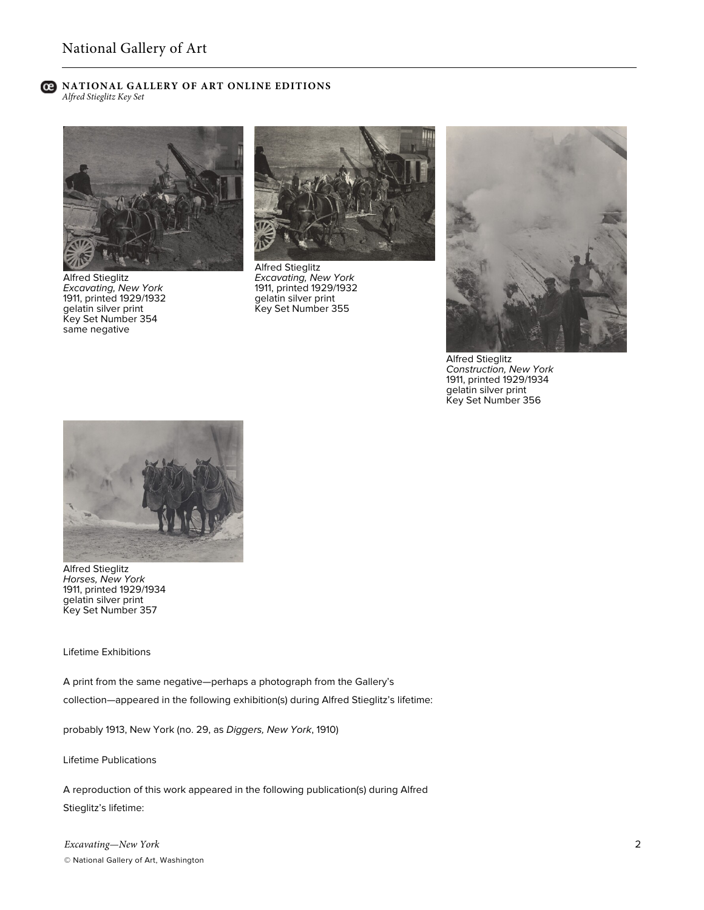Alfred Stieglitz
*Excavating, New York*
1911, printed 1929/1932
gelatin silver print
Key Set Number 354
same negative

Alfred Stieglitz
*Excavating, New York*
1911, printed 1929/1932
gelatin silver print
Key Set Number 355

Alfred Stieglitz
*Construction, New York*
1911, printed 1929/1934
gelatin silver print
Key Set Number 356

Alfred Stieglitz
*Horses, New York*
1911, printed 1929/1934
gelatin silver print
Key Set Number 357

Lifetime Exhibitions

A print from the same negative—perhaps a photograph from the Gallery's collection—appeared in the following exhibition(s) during Alfred Stieglitz's lifetime:

probably 1913, New York (no. 29, as *Diggers, New York*, 1910)

Lifetime Publications

A reproduction of this work appeared in the following publication(s) during Alfred Stieglitz's lifetime: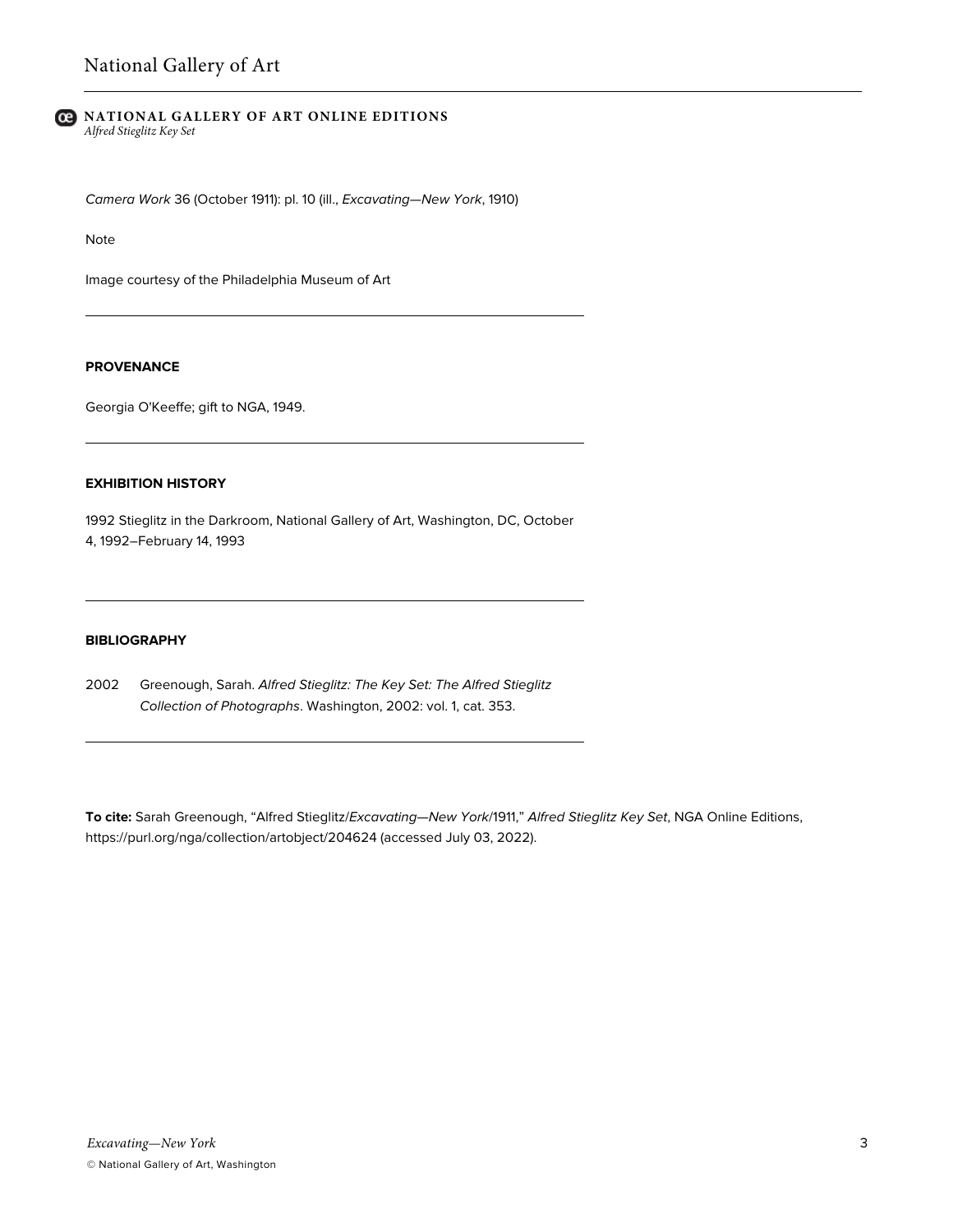*Camera Work* 36 (October 1911): pl. 10 (ill., *Excavating—New York*, 1910)

Note

Image courtesy of the Philadelphia Museum of Art

## PROVENANCE

Georgia O'Keeffe; gift to NGA, 1949.

## EXHIBITION HISTORY

1992 Stieglitz in the Darkroom, National Gallery of Art, Washington, DC, October 4, 1992–February 14, 1993

## BIBLIOGRAPHY

2002 Greenough, Sarah. *Alfred Stieglitz: The Key Set: The Alfred Stieglitz Collection of Photographs*. Washington, 2002: vol. 1, cat. 353.

**To cite:** Sarah Greenough, "Alfred Stieglitz/*Excavating—New York*/1911," *Alfred Stieglitz Key Set*, NGA Online Editions, https://purl.org/nga/collection/artobject/204624 (accessed July 03, 2022).